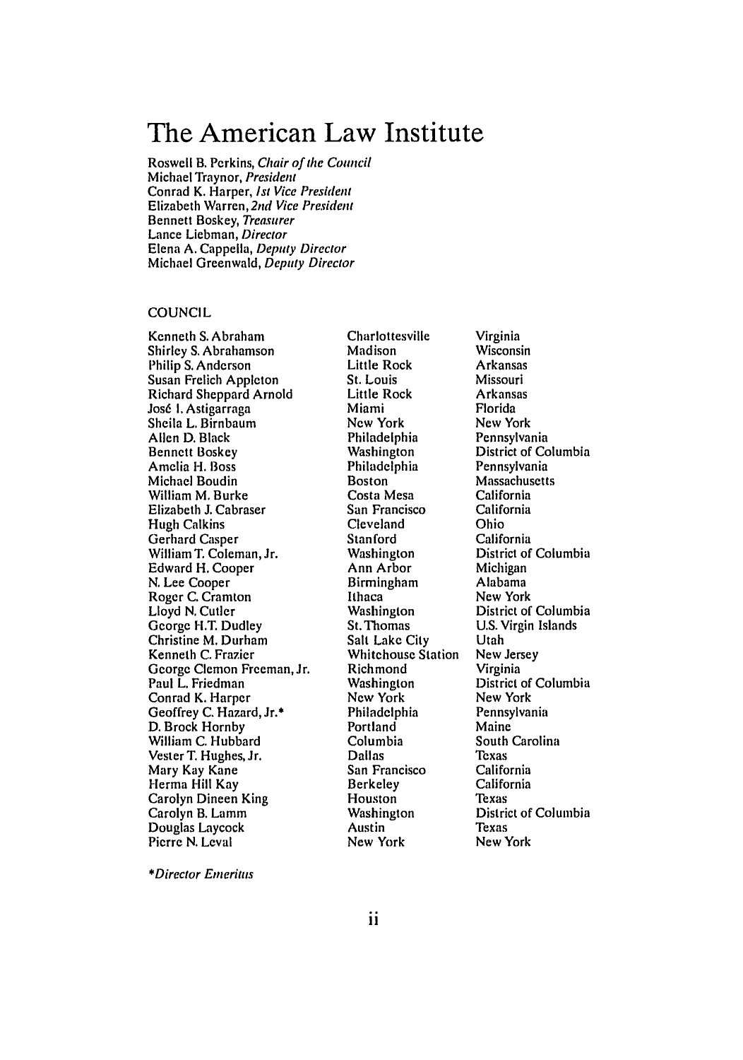# The American Law Institute

Roswell B. Perkins, *Chair of the Council*
Michael Traynor, *President*
Conrad K. Harper, *1st Vice President*
Elizabeth Warren, *2nd Vice President*
Bennett Boskey, *Treasurer*
Lance Liebman, *Director*
Elena A. Cappella, *Deputy Director*
Michael Greenwald, *Deputy Director*

## COUNCIL

| | | |
|---|---|---|
| Kenneth S. Abraham | Charlottesville | Virginia |
| Shirley S. Abrahamson | Madison | Wisconsin |
| Philip S. Anderson | Little Rock | Arkansas |
| Susan Frelich Appleton | St. Louis | Missouri |
| Richard Sheppard Arnold | Little Rock | Arkansas |
| José I. Astigarraga | Miami | Florida |
| Sheila L. Birnbaum | New York | New York |
| Allen D. Black | Philadelphia | Pennsylvania |
| Bennett Boskey | Washington | District of Columbia |
| Amelia H. Boss | Philadelphia | Pennsylvania |
| Michael Boudin | Boston | Massachusetts |
| William M. Burke | Costa Mesa | California |
| Elizabeth J. Cabraser | San Francisco | California |
| Hugh Calkins | Cleveland | Ohio |
| Gerhard Casper | Stanford | California |
| William T. Coleman, Jr. | Washington | District of Columbia |
| Edward H. Cooper | Ann Arbor | Michigan |
| N. Lee Cooper | Birmingham | Alabama |
| Roger C. Cramton | Ithaca | New York |
| Lloyd N. Cutler | Washington | District of Columbia |
| George H.T. Dudley | St. Thomas | U.S. Virgin Islands |
| Christine M. Durham | Salt Lake City | Utah |
| Kenneth C. Frazier | Whitehouse Station | New Jersey |
| George Clemon Freeman, Jr. | Richmond | Virginia |
| Paul L. Friedman | Washington | District of Columbia |
| Conrad K. Harper | New York | New York |
| Geoffrey C. Hazard, Jr.* | Philadelphia | Pennsylvania |
| D. Brock Hornby | Portland | Maine |
| William C. Hubbard | Columbia | South Carolina |
| Vester T. Hughes, Jr. | Dallas | Texas |
| Mary Kay Kane | San Francisco | California |
| Herma Hill Kay | Berkeley | California |
| Carolyn Dineen King | Houston | Texas |
| Carolyn B. Lamm | Washington | District of Columbia |
| Douglas Laycock | Austin | Texas |
| Pierre N. Leval | New York | New York |

*\*Director Emeritus*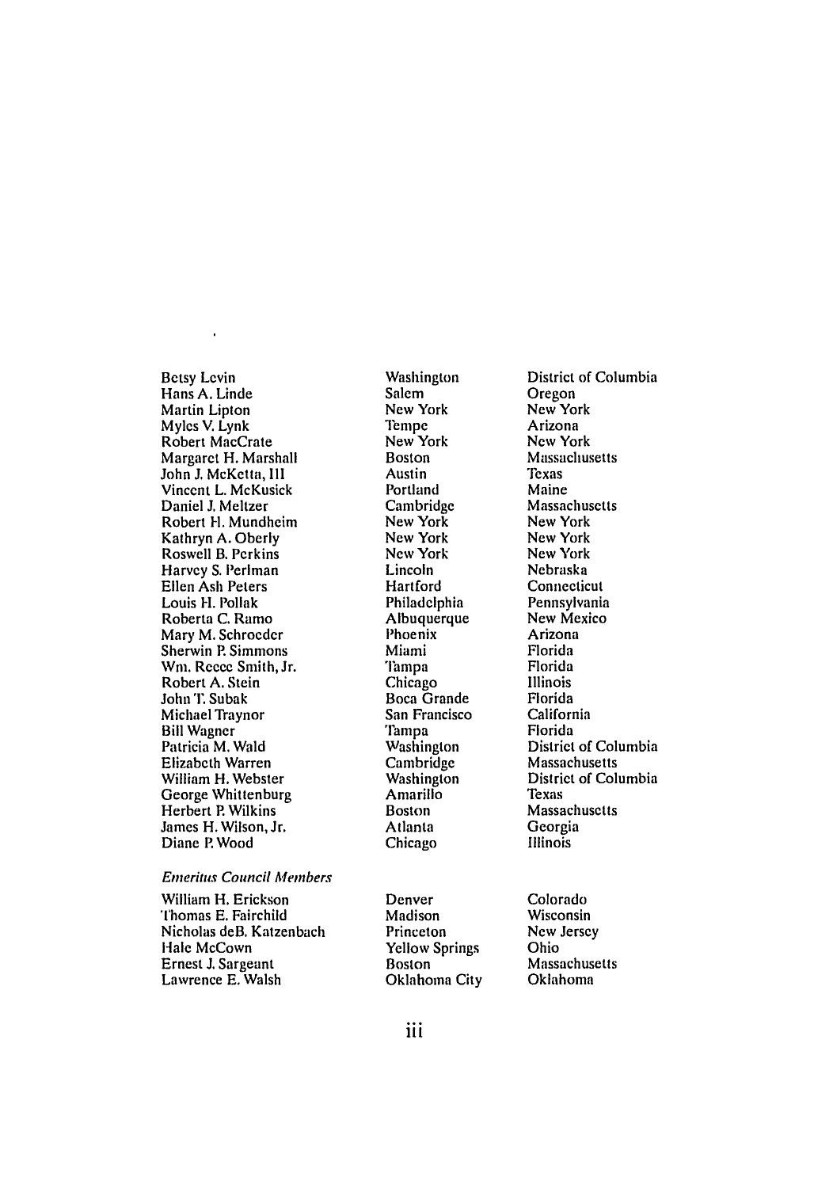| | | |
|---|---|---|
| Betsy Levin | Washington | District of Columbia |
| Hans A. Linde | Salem | Oregon |
| Martin Lipton | New York | New York |
| Myles V. Lynk | Tempe | Arizona |
| Robert MacCrate | New York | New York |
| Margaret H. Marshall | Boston | Massachusetts |
| John J. McKetta, III | Austin | Texas |
| Vincent L. McKusick | Portland | Maine |
| Daniel J. Meltzer | Cambridge | Massachusetts |
| Robert H. Mundheim | New York | New York |
| Kathryn A. Oberly | New York | New York |
| Roswell B. Perkins | New York | New York |
| Harvey S. Perlman | Lincoln | Nebraska |
| Ellen Ash Peters | Hartford | Connecticut |
| Louis H. Pollak | Philadelphia | Pennsylvania |
| Roberta C. Ramo | Albuquerque | New Mexico |
| Mary M. Schroeder | Phoenix | Arizona |
| Sherwin P. Simmons | Miami | Florida |
| Wm. Reece Smith, Jr. | Tampa | Florida |
| Robert A. Stein | Chicago | Illinois |
| John T. Subak | Boca Grande | Florida |
| Michael Traynor | San Francisco | California |
| Bill Wagner | Tampa | Florida |
| Patricia M. Wald | Washington | District of Columbia |
| Elizabeth Warren | Cambridge | Massachusetts |
| William H. Webster | Washington | District of Columbia |
| George Whittenburg | Amarillo | Texas |
| Herbert P. Wilkins | Boston | Massachusetts |
| James H. Wilson, Jr. | Atlanta | Georgia |
| Diane P. Wood | Chicago | Illinois |

*Emeritus Council Members*

| | | |
|---|---|---|
| William H. Erickson | Denver | Colorado |
| Thomas E. Fairchild | Madison | Wisconsin |
| Nicholas deB. Katzenbach | Princeton | New Jersey |
| Hale McCown | Yellow Springs | Ohio |
| Ernest J. Sargeant | Boston | Massachusetts |
| Lawrence E. Walsh | Oklahoma City | Oklahoma |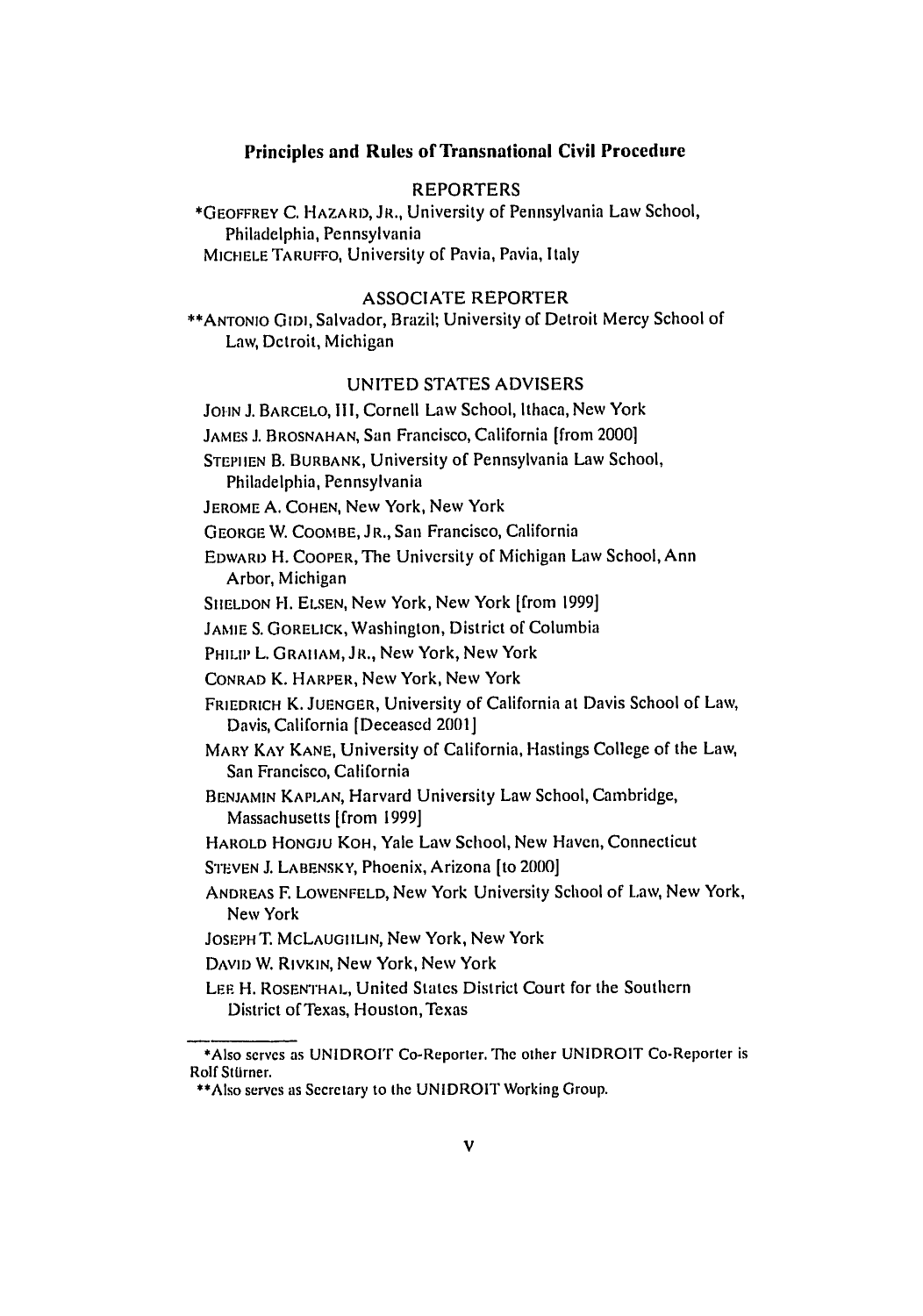## Principles and Rules of Transnational Civil Procedure

### REPORTERS

*GEOFFREY C. HAZARD, JR., University of Pennsylvania Law School, Philadelphia, Pennsylvania

MICHELE TARUFFO, University of Pavia, Pavia, Italy

### ASSOCIATE REPORTER

**ANTONIO GIDI, Salvador, Brazil; University of Detroit Mercy School of Law, Detroit, Michigan

### UNITED STATES ADVISERS

JOHN J. BARCELO, III, Cornell Law School, Ithaca, New York

JAMES J. BROSNAHAN, San Francisco, California [from 2000]

STEPHEN B. BURBANK, University of Pennsylvania Law School, Philadelphia, Pennsylvania

JEROME A. COHEN, New York, New York

GEORGE W. COOMBE, JR., San Francisco, California

EDWARD H. COOPER, The University of Michigan Law School, Ann Arbor, Michigan

SHELDON H. ELSEN, New York, New York [from 1999]

JAMIE S. GORELICK, Washington, District of Columbia

PHILIP L. GRAHAM, JR., New York, New York

CONRAD K. HARPER, New York, New York

FRIEDRICH K. JUENGER, University of California at Davis School of Law, Davis, California [Deceased 2001]

MARY KAY KANE, University of California, Hastings College of the Law, San Francisco, California

BENJAMIN KAPLAN, Harvard University Law School, Cambridge, Massachusetts [from 1999]

HAROLD HONGJU KOH, Yale Law School, New Haven, Connecticut

STEVEN J. LABENSKY, Phoenix, Arizona [to 2000]

ANDREAS F. LOWENFELD, New York University School of Law, New York, New York

JOSEPH T. MCLAUGHLIN, New York, New York

DAVID W. RIVKIN, New York, New York

LEE H. ROSENTHAL, United States District Court for the Southern District of Texas, Houston, Texas

---

*Also serves as UNIDROIT Co-Reporter. The other UNIDROIT Co-Reporter is Rolf Stürner.

**Also serves as Secretary to the UNIDROIT Working Group.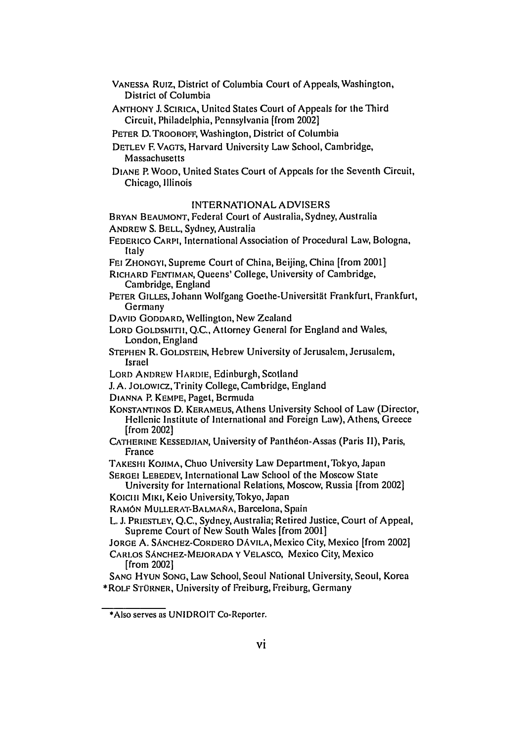VANESSA RUIZ, District of Columbia Court of Appeals, Washington, District of Columbia

ANTHONY J. SCIRICA, United States Court of Appeals for the Third Circuit, Philadelphia, Pennsylvania [from 2002]

PETER D. TROOBOFF, Washington, District of Columbia

DETLEV F. VAGTS, Harvard University Law School, Cambridge, Massachusetts

DIANE P. WOOD, United States Court of Appeals for the Seventh Circuit, Chicago, Illinois

## INTERNATIONAL ADVISERS

BRYAN BEAUMONT, Federal Court of Australia, Sydney, Australia

ANDREW S. BELL, Sydney, Australia

FEDERICO CARPI, International Association of Procedural Law, Bologna, Italy

FEI ZHONGYI, Supreme Court of China, Beijing, China [from 2001]

RICHARD FENTIMAN, Queens' College, University of Cambridge, Cambridge, England

PETER GILLES, Johann Wolfgang Goethe-Universität Frankfurt, Frankfurt, Germany

DAVID GODDARD, Wellington, New Zealand

LORD GOLDSMITH, Q.C., Attorney General for England and Wales, London, England

STEPHEN R. GOLDSTEIN, Hebrew University of Jerusalem, Jerusalem, Israel

LORD ANDREW HARDIE, Edinburgh, Scotland

J. A. JOLOWICZ, Trinity College, Cambridge, England

DIANNA P. KEMPE, Paget, Bermuda

KONSTANTINOS D. KERAMEUS, Athens University School of Law (Director, Hellenic Institute of International and Foreign Law), Athens, Greece [from 2002]

CATHERINE KESSEDJIAN, University of Panthéon-Assas (Paris II), Paris, France

TAKESHI KOJIMA, Chuo University Law Department, Tokyo, Japan

SERGEI LEBEDEV, International Law School of the Moscow State University for International Relations, Moscow, Russia [from 2002]

KOICHI MIKI, Keio University, Tokyo, Japan

RAMÓN MULLERAT-BALMAÑA, Barcelona, Spain

L. J. PRIESTLEY, Q.C., Sydney, Australia; Retired Justice, Court of Appeal, Supreme Court of New South Wales [from 2001]

JORGE A. SÁNCHEZ-CORDERO DÁVILA, Mexico City, Mexico [from 2002]

CARLOS SÁNCHEZ-MEJORADA Y VELASCO, Mexico City, Mexico [from 2002]

SANG HYUN SONG, Law School, Seoul National University, Seoul, Korea

*ROLF STÜRNER, University of Freiburg, Freiburg, Germany

---

*Also serves as UNIDROIT Co-Reporter.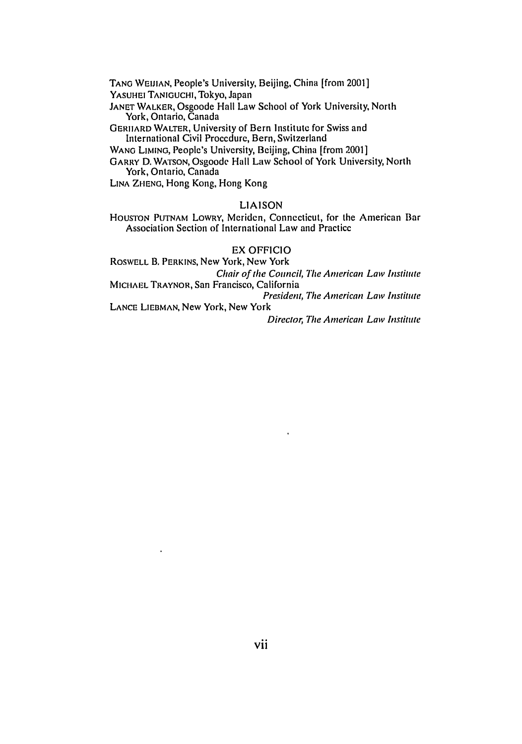TANG WEIJIAN, People's University, Beijing, China [from 2001]
YASUHEI TANIGUCHI, Tokyo, Japan
JANET WALKER, Osgoode Hall Law School of York University, North York, Ontario, Canada
GERHARD WALTER, University of Bern Institute for Swiss and International Civil Procedure, Bern, Switzerland
WANG LIMING, People's University, Beijing, China [from 2001]
GARRY D. WATSON, Osgoode Hall Law School of York University, North York, Ontario, Canada
LINA ZHENG, Hong Kong, Hong Kong

## LIAISON

HOUSTON PUTNAM LOWRY, Meriden, Connecticut, for the American Bar Association Section of International Law and Practice

## EX OFFICIO

ROSWELL B. PERKINS, New York, New York
*Chair of the Council, The American Law Institute*
MICHAEL TRAYNOR, San Francisco, California
*President, The American Law Institute*
LANCE LIEBMAN, New York, New York
*Director, The American Law Institute*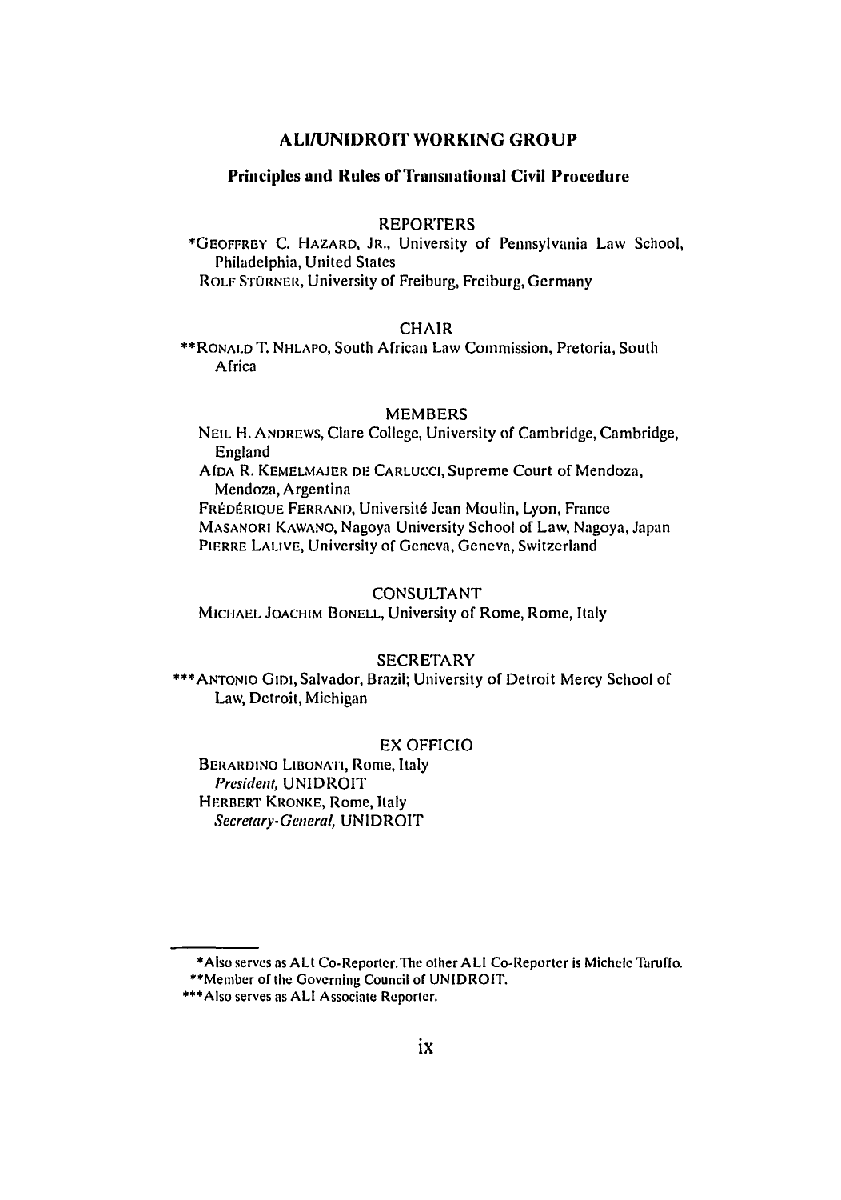## ALI/UNIDROIT WORKING GROUP

### Principles and Rules of Transnational Civil Procedure

REPORTERS

*GEOFFREY C. HAZARD, JR., University of Pennsylvania Law School, Philadelphia, United States

ROLF STÜRNER, University of Freiburg, Freiburg, Germany

CHAIR

**RONALD T. NHLAPO, South African Law Commission, Pretoria, South Africa

MEMBERS

NEIL H. ANDREWS, Clare College, University of Cambridge, Cambridge, England

AÍDA R. KEMELMAJER DE CARLUCCI, Supreme Court of Mendoza, Mendoza, Argentina

FRÉDÉRIQUE FERRAND, Université Jean Moulin, Lyon, France

MASANORI KAWANO, Nagoya University School of Law, Nagoya, Japan

PIERRE LALIVE, University of Geneva, Geneva, Switzerland

CONSULTANT

MICHAEL JOACHIM BONELL, University of Rome, Rome, Italy

SECRETARY

***ANTONIO GIDI, Salvador, Brazil; University of Detroit Mercy School of Law, Detroit, Michigan

EX OFFICIO

BERARDINO LIBONATI, Rome, Italy
*President,* UNIDROIT

HERBERT KRONKE, Rome, Italy
*Secretary-General,* UNIDROIT

---

*Also serves as ALI Co-Reporter. The other ALI Co-Reporter is Michele Taruffo.

**Member of the Governing Council of UNIDROIT.

***Also serves as ALI Associate Reporter.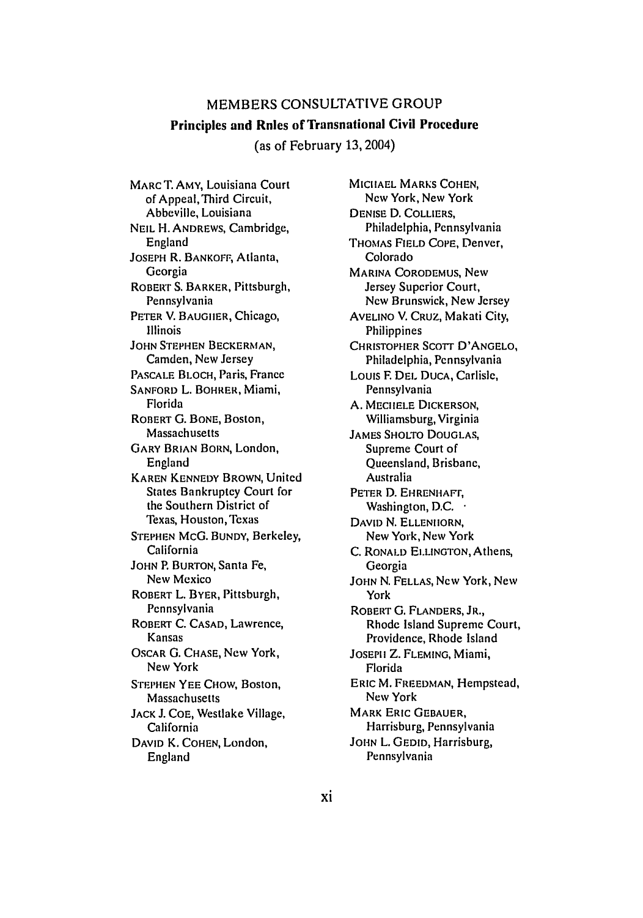# MEMBERS CONSULTATIVE GROUP

## Principles and Rnles of Transnational Civil Procedure

(as of February 13, 2004)

MARC T. AMY, Louisiana Court of Appeal, Third Circuit, Abbeville, Louisiana

NEIL H. ANDREWS, Cambridge, England

JOSEPH R. BANKOFF, Atlanta, Georgia

ROBERT S. BARKER, Pittsburgh, Pennsylvania

PETER V. BAUGHER, Chicago, Illinois

JOHN STEPHEN BECKERMAN, Camden, New Jersey

PASCALE BLOCH, Paris, France

SANFORD L. BOHRER, Miami, Florida

ROBERT G. BONE, Boston, Massachusetts

GARY BRIAN BORN, London, England

KAREN KENNEDY BROWN, United States Bankruptcy Court for the Southern District of Texas, Houston, Texas

STEPHEN McG. BUNDY, Berkeley, California

JOHN P. BURTON, Santa Fe, New Mexico

ROBERT L. BYER, Pittsburgh, Pennsylvania

ROBERT C. CASAD, Lawrence, Kansas

OSCAR G. CHASE, New York, New York

STEPHEN YEE CHOW, Boston, Massachusetts

JACK J. COE, Westlake Village, California

DAVID K. COHEN, London, England

MICHAEL MARKS COHEN, New York, New York

DENISE D. COLLIERS, Philadelphia, Pennsylvania

THOMAS FIELD COPE, Denver, Colorado

MARINA CORODEMUS, New Jersey Superior Court, New Brunswick, New Jersey

AVELINO V. CRUZ, Makati City, Philippines

CHRISTOPHER SCOTT D'ANGELO, Philadelphia, Pennsylvania

LOUIS F. DEL DUCA, Carlisle, Pennsylvania

A. MECHELE DICKERSON, Williamsburg, Virginia

JAMES SHOLTO DOUGLAS, Supreme Court of Queensland, Brisbane, Australia

PETER D. EHRENHAFT, Washington, D.C.

DAVID N. ELLENHORN, New York, New York

C. RONALD ELLINGTON, Athens, Georgia

JOHN N. FELLAS, New York, New York

ROBERT G. FLANDERS, JR., Rhode Island Supreme Court, Providence, Rhode Island

JOSEPH Z. FLEMING, Miami, Florida

ERIC M. FREEDMAN, Hempstead, New York

MARK ERIC GEBAUER, Harrisburg, Pennsylvania

JOHN L. GEDID, Harrisburg, Pennsylvania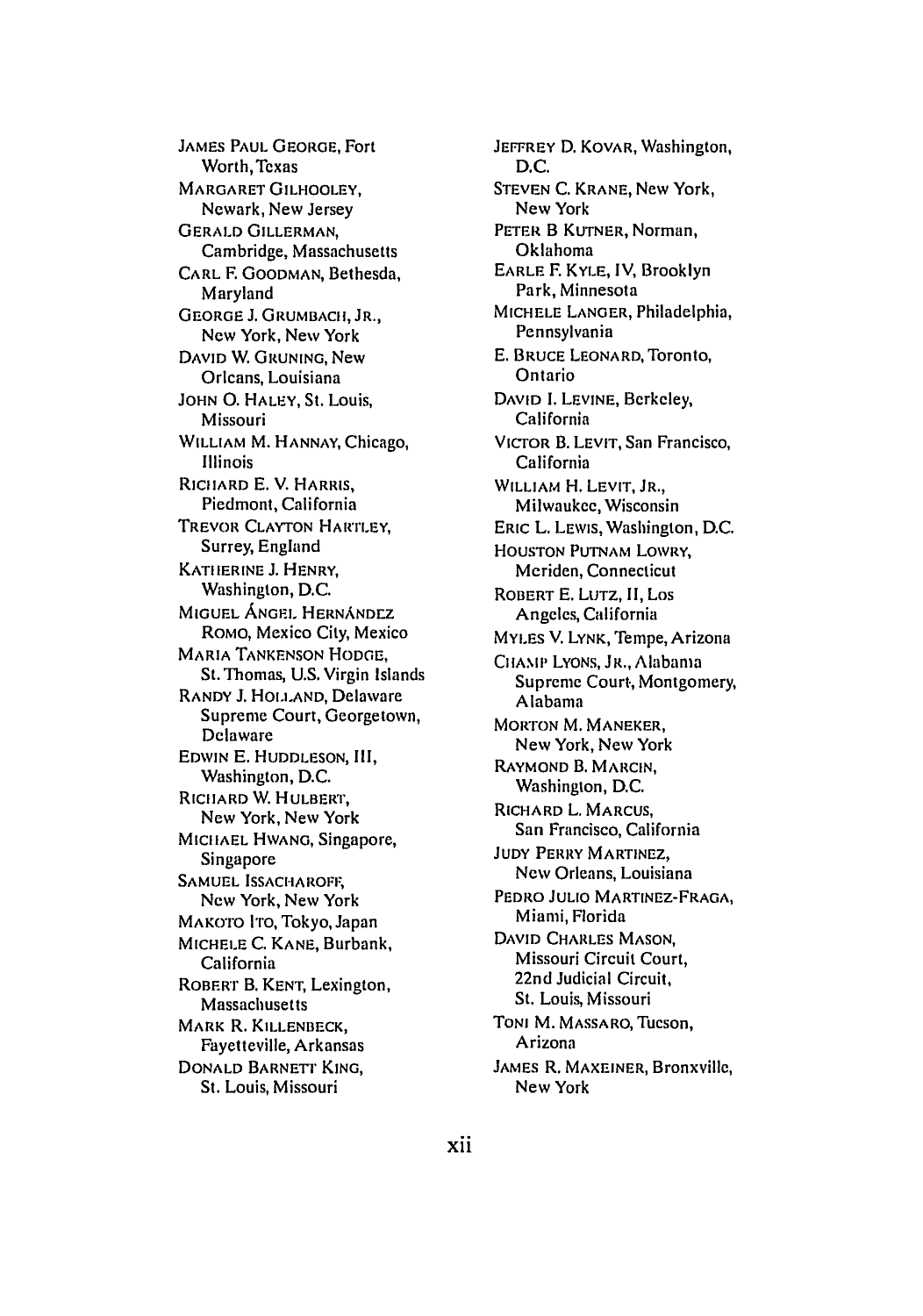JAMES PAUL GEORGE, Fort Worth, Texas

MARGARET GILHOOLEY, Newark, New Jersey

GERALD GILLERMAN, Cambridge, Massachusetts

CARL F. GOODMAN, Bethesda, Maryland

GEORGE J. GRUMBACH, JR., New York, New York

DAVID W. GRUNING, New Orleans, Louisiana

JOHN O. HALEY, St. Louis, Missouri

WILLIAM M. HANNAY, Chicago, Illinois

RICHARD E. V. HARRIS, Piedmont, California

TREVOR CLAYTON HARTLEY, Surrey, England

KATHERINE J. HENRY, Washington, D.C.

MIGUEL ÁNGEL HERNÁNDEZ ROMO, Mexico City, Mexico

MARIA TANKENSON HODGE, St. Thomas, U.S. Virgin Islands

RANDY J. HOLLAND, Delaware Supreme Court, Georgetown, Delaware

EDWIN E. HUDDLESON, III, Washington, D.C.

RICHARD W. HULBERT, New York, New York

MICHAEL HWANG, Singapore, Singapore

SAMUEL ISSACHAROFF, New York, New York

MAKOTO ITO, Tokyo, Japan

MICHELE C. KANE, Burbank, California

ROBERT B. KENT, Lexington, Massachusetts

MARK R. KILLENBECK, Fayetteville, Arkansas

DONALD BARNETT KING, St. Louis, Missouri

JEFFREY D. KOVAR, Washington, D.C.

STEVEN C. KRANE, New York, New York

PETER B KUTNER, Norman, Oklahoma

EARLE F. KYLE, IV, Brooklyn Park, Minnesota

MICHELE LANGER, Philadelphia, Pennsylvania

E. BRUCE LEONARD, Toronto, Ontario

DAVID I. LEVINE, Berkeley, California

VICTOR B. LEVIT, San Francisco, California

WILLIAM H. LEVIT, JR., Milwaukee, Wisconsin

ERIC L. LEWIS, Washington, D.C.

HOUSTON PUTNAM LOWRY, Meriden, Connecticut

ROBERT E. LUTZ, II, Los Angeles, California

MYLES V. LYNK, Tempe, Arizona

CHAMP LYONS, JR., Alabama Supreme Court, Montgomery, Alabama

MORTON M. MANEKER, New York, New York

RAYMOND B. MARCIN, Washington, D.C.

RICHARD L. MARCUS, San Francisco, California

JUDY PERRY MARTINEZ, New Orleans, Louisiana

PEDRO JULIO MARTINEZ-FRAGA, Miami, Florida

DAVID CHARLES MASON, Missouri Circuit Court, 22nd Judicial Circuit, St. Louis, Missouri

TONI M. MASSARO, Tucson, Arizona

JAMES R. MAXEINER, Bronxville, New York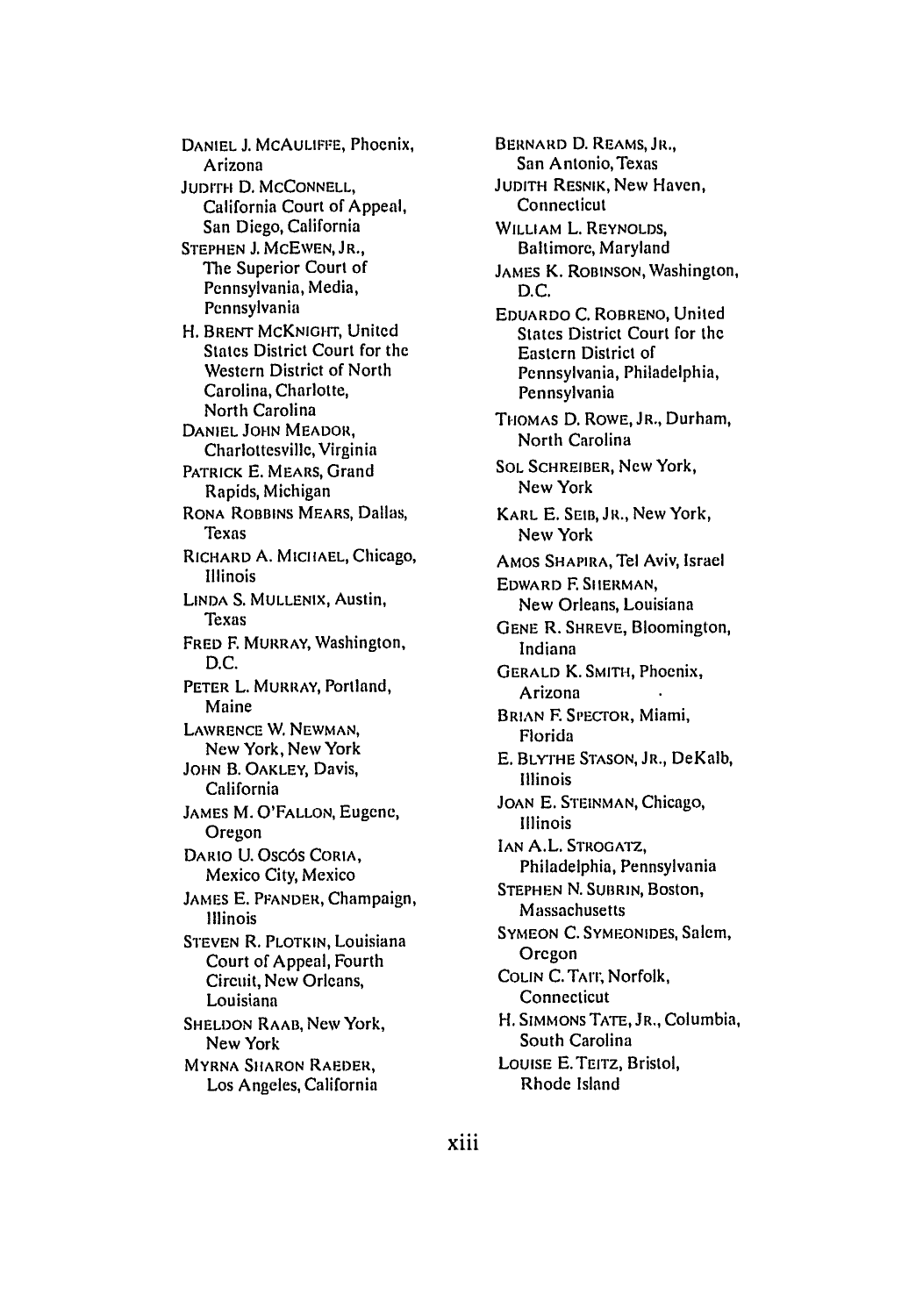DANIEL J. MCAULIFFE, Phoenix, Arizona

JUDITH D. MCCONNELL, California Court of Appeal, San Diego, California

STEPHEN J. MCEWEN, JR., The Superior Court of Pennsylvania, Media, Pennsylvania

H. BRENT MCKNIGHT, United States District Court for the Western District of North Carolina, Charlotte, North Carolina

DANIEL JOHN MEADOR, Charlottesville, Virginia

PATRICK E. MEARS, Grand Rapids, Michigan

RONA ROBBINS MEARS, Dallas, Texas

RICHARD A. MICHAEL, Chicago, Illinois

LINDA S. MULLENIX, Austin, Texas

FRED F. MURRAY, Washington, D.C.

PETER L. MURRAY, Portland, Maine

LAWRENCE W. NEWMAN, New York, New York

JOHN B. OAKLEY, Davis, California

JAMES M. O'FALLON, Eugene, Oregon

DARIO U. OSCÓS CORIA, Mexico City, Mexico

JAMES E. PFANDER, Champaign, Illinois

STEVEN R. PLOTKIN, Louisiana Court of Appeal, Fourth Circuit, New Orleans, Louisiana

SHELDON RAAB, New York, New York

MYRNA SHARON RAEDER, Los Angeles, California

BERNARD D. REAMS, JR., San Antonio, Texas

JUDITH RESNIK, New Haven, Connecticut

WILLIAM L. REYNOLDS, Baltimore, Maryland

JAMES K. ROBINSON, Washington, D.C.

EDUARDO C. ROBRENO, United States District Court for the Eastern District of Pennsylvania, Philadelphia, Pennsylvania

THOMAS D. ROWE, JR., Durham, North Carolina

SOL SCHREIBER, New York, New York

KARL E. SEIB, JR., New York, New York

AMOS SHAPIRA, Tel Aviv, Israel

EDWARD F. SHERMAN, New Orleans, Louisiana

GENE R. SHREVE, Bloomington, Indiana

GERALD K. SMITH, Phoenix, Arizona

BRIAN F. SPECTOR, Miami, Florida

E. BLYTHE STASON, JR., DeKalb, Illinois

JOAN E. STEINMAN, Chicago, Illinois

IAN A.L. STROGATZ, Philadelphia, Pennsylvania

STEPHEN N. SUBRIN, Boston, Massachusetts

SYMEON C. SYMEONIDES, Salem, Oregon

COLIN C. TAIT, Norfolk, Connecticut

H. SIMMONS TATE, JR., Columbia, South Carolina

LOUISE E. TEITZ, Bristol, Rhode Island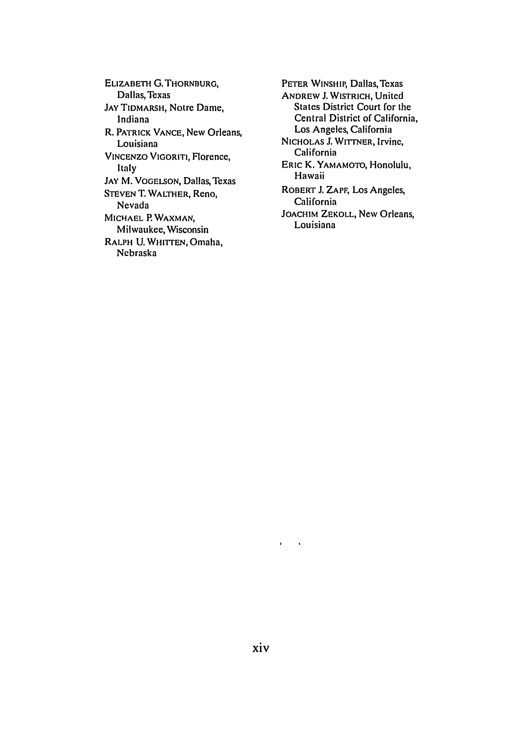ELIZABETH G. THORNBURG, Dallas, Texas

JAY TIDMARSH, Notre Dame, Indiana

R. PATRICK VANCE, New Orleans, Louisiana

VINCENZO VIGORITI, Florence, Italy

JAY M. VOGELSON, Dallas, Texas

STEVEN T. WALTHER, Reno, Nevada

MICHAEL P. WAXMAN, Milwaukee, Wisconsin

RALPH U. WHITTEN, Omaha, Nebraska

PETER WINSHIP, Dallas, Texas

ANDREW J. WISTRICH, United States District Court for the Central District of California, Los Angeles, California

NICHOLAS J. WITTNER, Irvine, California

ERIC K. YAMAMOTO, Honolulu, Hawaii

ROBERT J. ZAPF, Los Angeles, California

JOACHIM ZEKOLL, New Orleans, Louisiana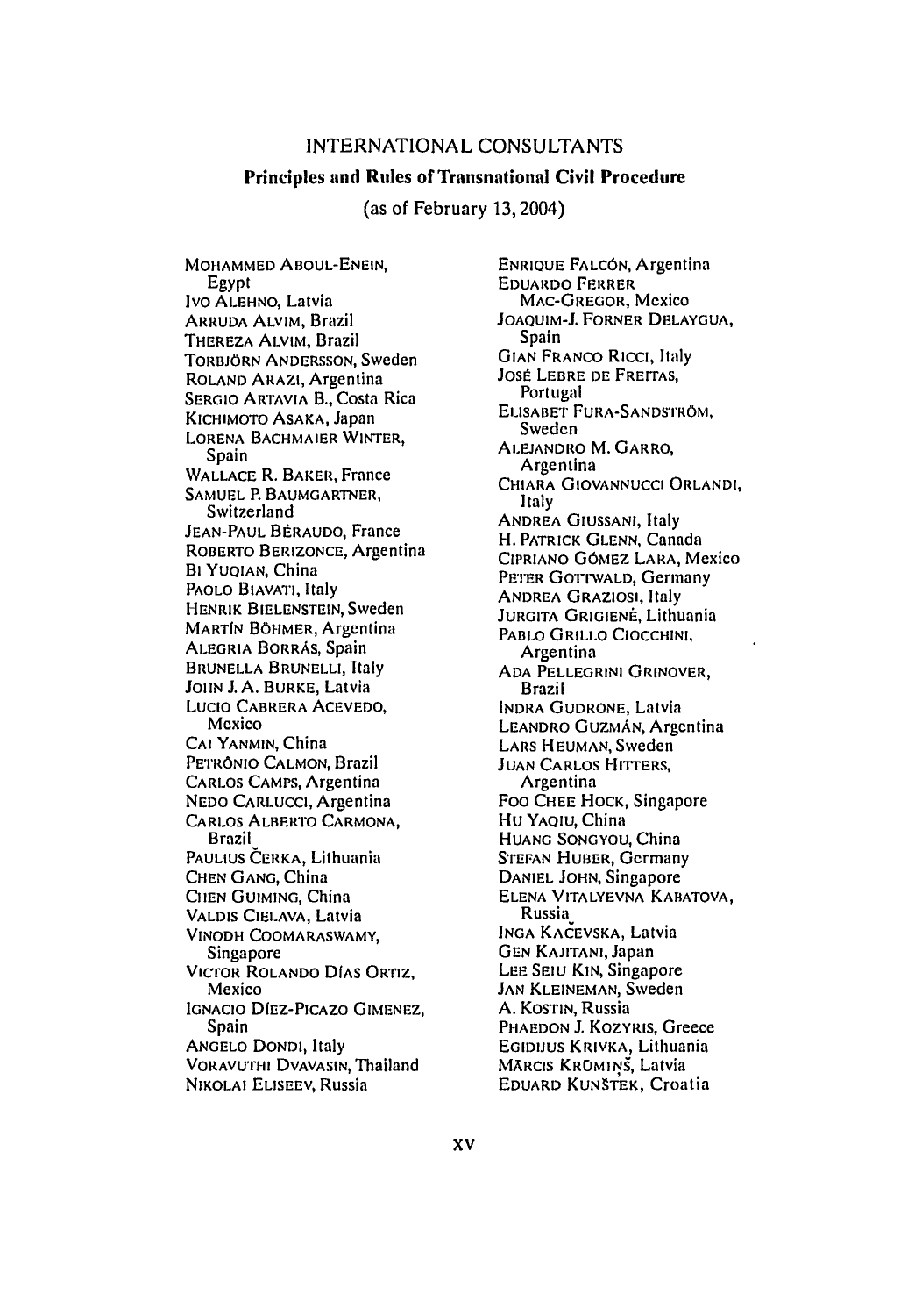# INTERNATIONAL CONSULTANTS

## Principles and Rules of Transnational Civil Procedure

(as of February 13, 2004)

MOHAMMED ABOUL-ENEIN, Egypt
IVO ALEHNO, Latvia
ARRUDA ALVIM, Brazil
THEREZA ALVIM, Brazil
TORBJÖRN ANDERSSON, Sweden
ROLAND ARAZI, Argentina
SERGIO ARTAVIA B., Costa Rica
KICHIMOTO ASAKA, Japan
LORENA BACHMAIER WINTER, Spain
WALLACE R. BAKER, France
SAMUEL P. BAUMGARTNER, Switzerland
JEAN-PAUL BÉRAUDO, France
ROBERTO BERIZONCE, Argentina
BI YUQIAN, China
PAOLO BIAVATI, Italy
HENRIK BIELENSTEIN, Sweden
MARTÍN BÖHMER, Argentina
ALEGRIA BORRÁS, Spain
BRUNELLA BRUNELLI, Italy
JOHN J. A. BURKE, Latvia
LUCIO CABRERA ACEVEDO, Mexico
CAI YANMIN, China
PETRÔNIO CALMON, Brazil
CARLOS CAMPS, Argentina
NEDO CARLUCCI, Argentina
CARLOS ALBERTO CARMONA, Brazil
PAULIUS ČERKA, Lithuania
CHEN GANG, China
CHEN GUIMING, China
VALDIS CIELAVA, Latvia
VINODH COOMARASWAMY, Singapore
VICTOR ROLANDO DÍAS ORTIZ, Mexico
IGNACIO DÍEZ-PICAZO GIMENEZ, Spain
ANGELO DONDI, Italy
VORAVUTHI DVAVASIN, Thailand
NIKOLAI ELISEEV, Russia
ENRIQUE FALCÓN, Argentina
EDUARDO FERRER MAC-GREGOR, Mexico
JOAQUIM-J. FORNER DELAYGUA, Spain
GIAN FRANCO RICCI, Italy
JOSÉ LEBRE DE FREITAS, Portugal
ELISABET FURA-SANDSTRÖM, Sweden
ALEJANDRO M. GARRO, Argentina
CHIARA GIOVANNUCCI ORLANDI, Italy
ANDREA GIUSSANI, Italy
H. PATRICK GLENN, Canada
CIPRIANO GÓMEZ LARA, Mexico
PETER GOTTWALD, Germany
ANDREA GRAZIOSI, Italy
JURGITA GRIGIENĖ, Lithuania
PABLO GRILLO CIOCCHINI, Argentina
ADA PELLEGRINI GRINOVER, Brazil
INDRA GUDRONE, Latvia
LEANDRO GUZMÁN, Argentina
LARS HEUMAN, Sweden
JUAN CARLOS HITTERS, Argentina
FOO CHEE HOCK, Singapore
HU YAQIU, China
HUANG SONGYOU, China
STEFAN HUBER, Germany
DANIEL JOHN, Singapore
ELENA VITALYEVNA KABATOVA, Russia
INGA KAČEVSKA, Latvia
GEN KAJITANI, Japan
LEE SEIU KIN, Singapore
JAN KLEINEMAN, Sweden
A. KOSTIN, Russia
PHAEDON J. KOZYRIS, Greece
EGIDIJUS KRIVKA, Lithuania
MĀRCIS KRŪMIŅŠ, Latvia
EDUARD KUNŠTEK, Croatia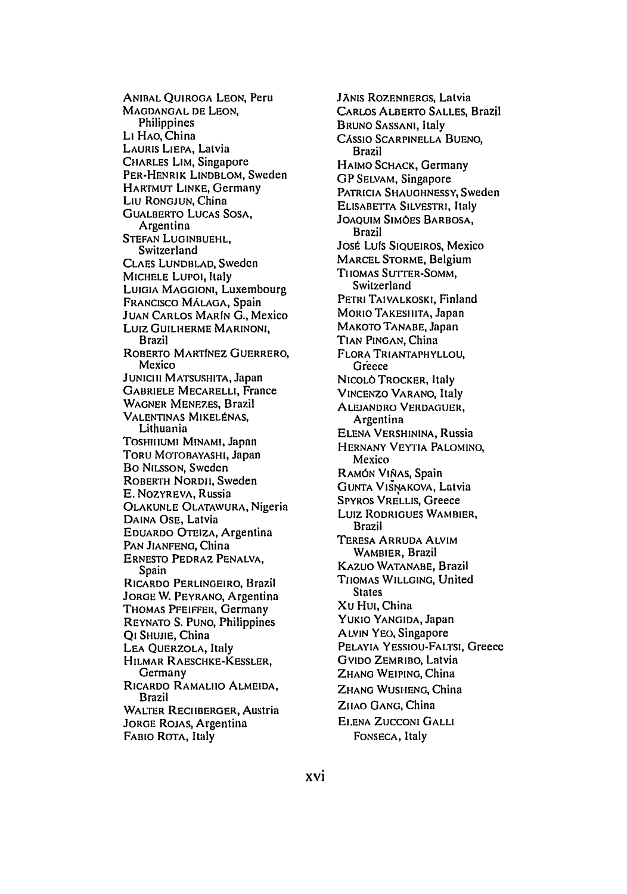Anibal Quiroga Leon, Peru
Magdangal de Leon, Philippines
Li Hao, China
Lauris Liepa, Latvia
Charles Lim, Singapore
Per-Henrik Lindblom, Sweden
Hartmut Linke, Germany
Liu Rongjun, China
Gualberto Lucas Sosa, Argentina
Stefan Luginbuehl, Switzerland
Claes Lundblad, Sweden
Michele Lupoi, Italy
Luigia Maggioni, Luxembourg
Francisco Málaga, Spain
Juan Carlos Marín G., Mexico
Luiz Guilherme Marinoni, Brazil
Roberto Martínez Guerrero, Mexico
Junichi Matsushita, Japan
Gabriele Mecarelli, France
Wagner Menezes, Brazil
Valentinas Mikelėnas, Lithuania
Toshihumi Minami, Japan
Toru Motobayashi, Japan
Bo Nilsson, Sweden
Roberth Nordh, Sweden
E. Nozyreva, Russia
Olakunle Olatawura, Nigeria
Daina Ose, Latvia
Eduardo Oteiza, Argentina
Pan Jianfeng, China
Ernesto Pedraz Penalva, Spain
Ricardo Perlingeiro, Brazil
Jorge W. Peyrano, Argentina
Thomas Pfeiffer, Germany
Reynato S. Puno, Philippines
Qi Shujie, China
Lea Querzola, Italy
Hilmar Raeschke-Kessler, Germany
Ricardo Ramalho Almeida, Brazil
Walter Rechberger, Austria
Jorge Rojas, Argentina
Fabio Rota, Italy
Jānis Rozenbergs, Latvia
Carlos Alberto Salles, Brazil
Bruno Sassani, Italy
Cássio Scarpinella Bueno, Brazil
Haimo Schack, Germany
GP Selvam, Singapore
Patricia Shaughnessy, Sweden
Elisabetta Silvestri, Italy
Joaquim Simões Barbosa, Brazil
José Luís Siqueiros, Mexico
Marcel Storme, Belgium
Thomas Sutter-Somm, Switzerland
Petri Taivalkoski, Finland
Morio Takeshita, Japan
Makoto Tanabe, Japan
Tian Pingan, China
Flora Triantaphyllou, Greece
Nicolò Trocker, Italy
Vincenzo Varano, Italy
Alejandro Verdaguer, Argentina
Elena Vershinina, Russia
Hernany Veytia Palomino, Mexico
Ramón Viñas, Spain
Gunta Višņakova, Latvia
Spyros Vrellis, Greece
Luiz Rodrigues Wambier, Brazil
Teresa Arruda Alvim Wambier, Brazil
Kazuo Watanabe, Brazil
Thomas Willging, United States
Xu Hui, China
Yukio Yangida, Japan
Alvin Yeo, Singapore
Pelayia Yessiou-Faltsi, Greece
Gvido Zemribo, Latvia
Zhang Weiping, China
Zhang Wusheng, China
Zhao Gang, China
Elena Zucconi Galli Fonseca, Italy